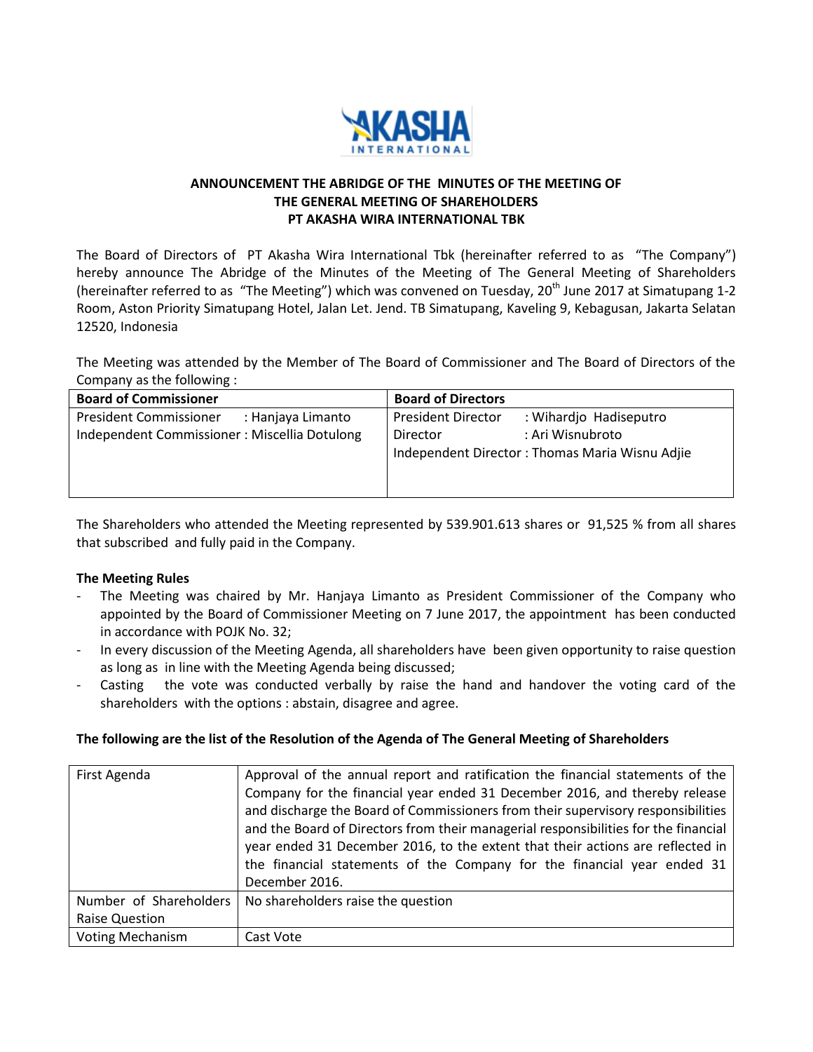## ANNOUNCEMENT THE ABRIDGE OF THE MINUTES OF THE MEETING OF THE GENERAL MEETING OF SHAREHOLDERS PT AKASHA WIRA INTERNATIONAL TBK

The Board of Directors of PT Akasha Wira International Tbk (hereinafter referred to as "The Company") hereby announce The Abridge of the Minutes of the Meeting of The General Meeting of Shareholders (hereinafter referred to as "The Meeting") which was convened on Tuesday, 20th June 2017 at Simatupang 1-2 Room, Aston Priority Simatupang Hotel, Jalan Let. Jend. TB Simatupang, Kaveling 9, Kebagusan, Jakarta Selatan 12520, Indonesia

The Meeting was attended by the Member of The Board of Commissioner and The Board of Directors of the Company as the following :

| Board of Commissioner | Board of Directors |
|---|---|
| President Commissioner : Hanjaya Limanto<br>Independent Commissioner : Miscellia Dotulong | President Director : Wihardjo Hadiseputro<br>Director : Ari Wisnubroto<br>Independent Director : Thomas Maria Wisnu Adjie |

The Shareholders who attended the Meeting represented by 539.901.613 shares or 91,525 % from all shares that subscribed and fully paid in the Company.

**The Meeting Rules**

- The Meeting was chaired by Mr. Hanjaya Limanto as President Commissioner of the Company who appointed by the Board of Commissioner Meeting on 7 June 2017, the appointment has been conducted in accordance with POJK No. 32;
- In every discussion of the Meeting Agenda, all shareholders have been given opportunity to raise question as long as in line with the Meeting Agenda being discussed;
- Casting the vote was conducted verbally by raise the hand and handover the voting card of the shareholders with the options : abstain, disagree and agree.

**The following are the list of the Resolution of the Agenda of The General Meeting of Shareholders**

| First Agenda | Approval of the annual report and ratification the financial statements of the Company for the financial year ended 31 December 2016, and thereby release and discharge the Board of Commissioners from their supervisory responsibilities and the Board of Directors from their managerial responsibilities for the financial year ended 31 December 2016, to the extent that their actions are reflected in the financial statements of the Company for the financial year ended 31 December 2016. |
|---|---|
| Number of Shareholders Raise Question | No shareholders raise the question |
| Voting Mechanism | Cast Vote |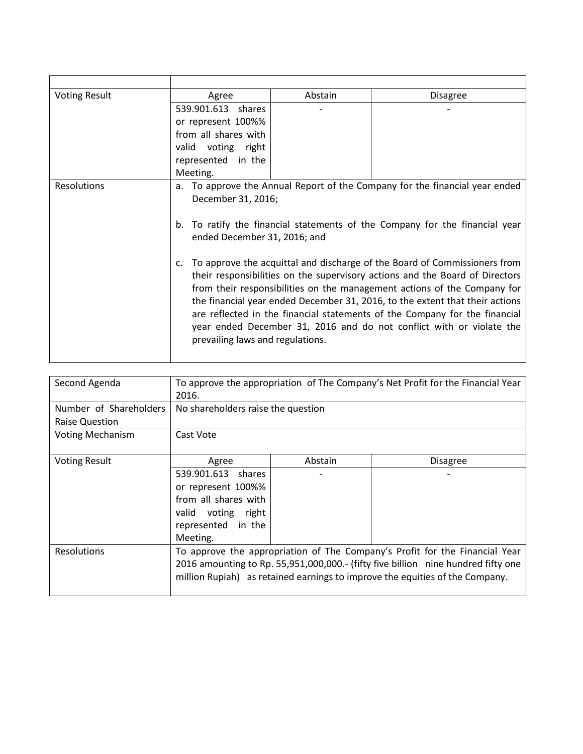| | | | |
|---|---|---|---|
| Voting Result | Agree | Abstain | Disagree |
| | 539.901.613 shares or represent 100%% from all shares with valid voting right represented in the Meeting. | - | - |
| Resolutions | a. To approve the Annual Report of the Company for the financial year ended December 31, 2016;<br><br>b. To ratify the financial statements of the Company for the financial year ended December 31, 2016; and<br><br>c. To approve the acquittal and discharge of the Board of Commissioners from their responsibilities on the supervisory actions and the Board of Directors from their responsibilities on the management actions of the Company for the financial year ended December 31, 2016, to the extent that their actions are reflected in the financial statements of the Company for the financial year ended December 31, 2016 and do not conflict with or violate the prevailing laws and regulations. | | |

| Second Agenda | To approve the appropriation of The Company's Net Profit for the Financial Year 2016. | | |
|---|---|---|---|
| Number of Shareholders Raise Question | No shareholders raise the question | | |
| Voting Mechanism | Cast Vote | | |
| Voting Result | Agree | Abstain | Disagree |
| | 539.901.613 shares or represent 100%% from all shares with valid voting right represented in the Meeting. | - | - |
| Resolutions | To approve the appropriation of The Company's Profit for the Financial Year 2016 amounting to Rp. 55,951,000,000.- (fifty five billion nine hundred fifty one million Rupiah) as retained earnings to improve the equities of the Company. | | |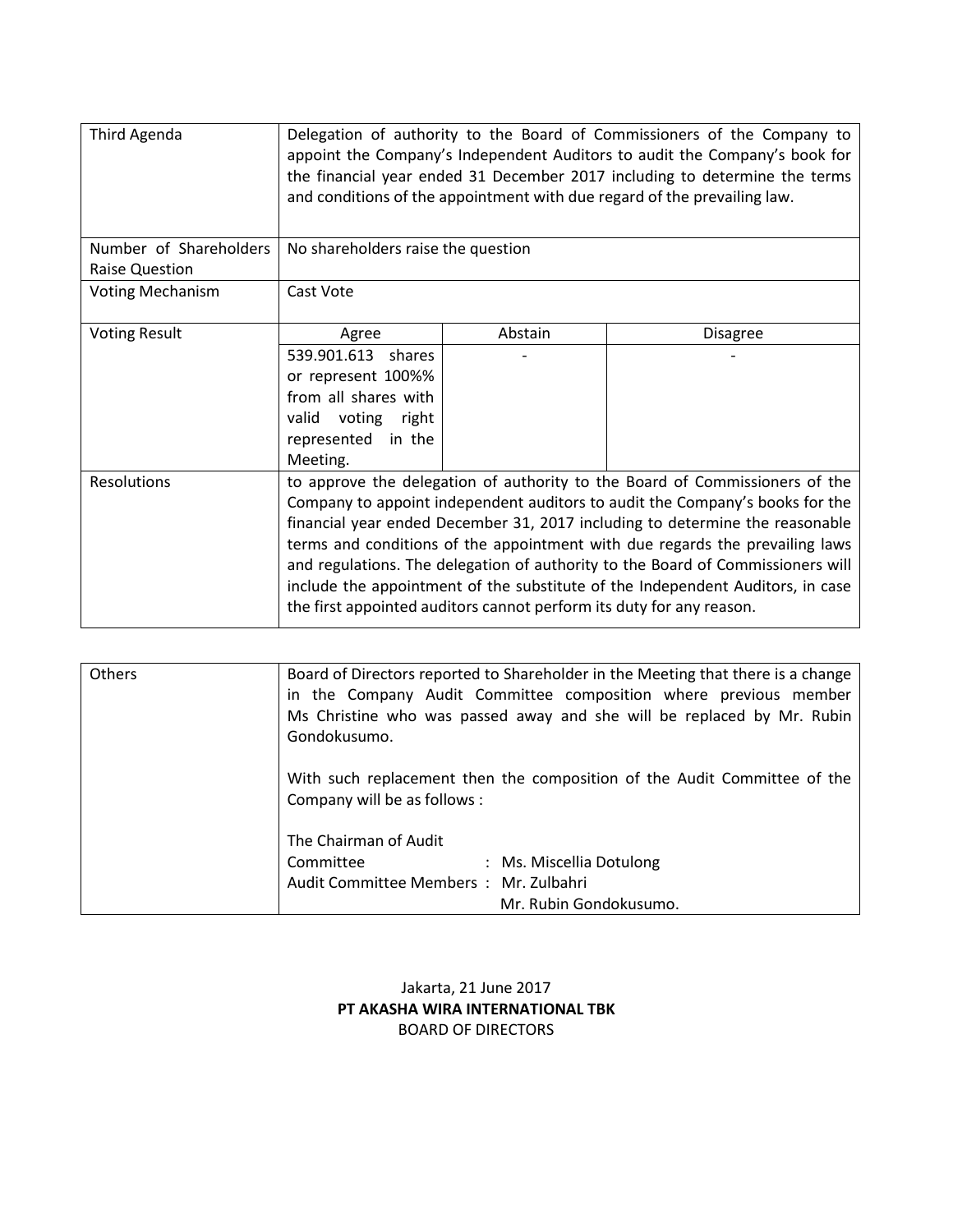| | | | |
|---|---|---|---|
| Third Agenda | Delegation of authority to the Board of Commissioners of the Company to appoint the Company's Independent Auditors to audit the Company's book for the financial year ended 31 December 2017 including to determine the terms and conditions of the appointment with due regard of the prevailing law. | | |
| Number of Shareholders Raise Question | No shareholders raise the question | | |
| Voting Mechanism | Cast Vote | | |
| Voting Result | Agree | Abstain | Disagree |
| | 539.901.613 shares or represent 100%% from all shares with valid voting right represented in the Meeting. | - | - |
| Resolutions | to approve the delegation of authority to the Board of Commissioners of the Company to appoint independent auditors to audit the Company's books for the financial year ended December 31, 2017 including to determine the reasonable terms and conditions of the appointment with due regards the prevailing laws and regulations. The delegation of authority to the Board of Commissioners will include the appointment of the substitute of the Independent Auditors, in case the first appointed auditors cannot perform its duty for any reason. | | |

| | |
|---|---|
| Others | Board of Directors reported to Shareholder in the Meeting that there is a change in the Company Audit Committee composition where previous member Ms Christine who was passed away and she will be replaced by Mr. Rubin Gondokusumo.<br><br>With such replacement then the composition of the Audit Committee of the Company will be as follows :<br><br>The Chairman of Audit Committee : Ms. Miscellia Dotulong<br>Audit Committee Members : Mr. Zulbahri<br>Mr. Rubin Gondokusumo. |

Jakarta, 21 June 2017

**PT AKASHA WIRA INTERNATIONAL TBK**

BOARD OF DIRECTORS